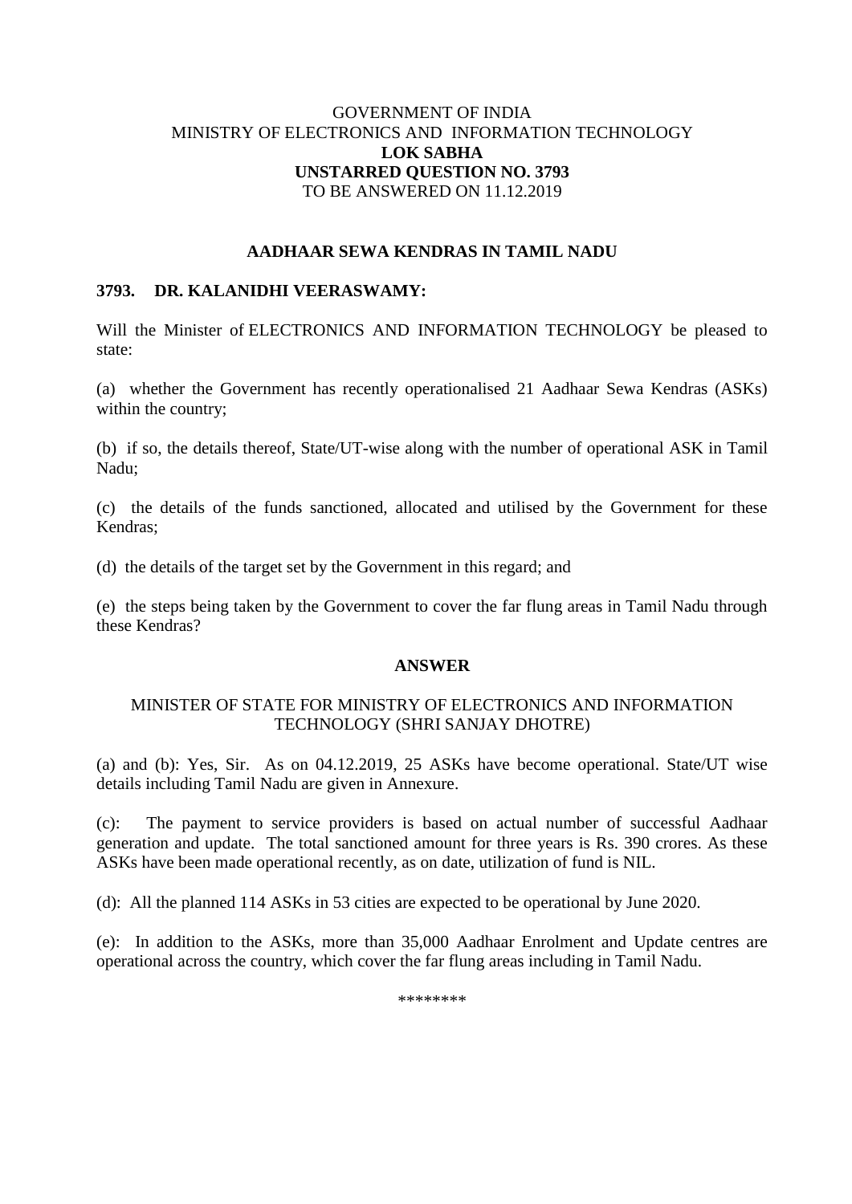GOVERNMENT OF INDIA
MINISTRY OF ELECTRONICS AND INFORMATION TECHNOLOGY
**LOK SABHA**
**UNSTARRED QUESTION NO. 3793**
TO BE ANSWERED ON 11.12.2019

## AADHAAR SEWA KENDRAS IN TAMIL NADU

**3793. DR. KALANIDHI VEERASWAMY:**

Will the Minister of ELECTRONICS AND INFORMATION TECHNOLOGY be pleased to state:

(a) whether the Government has recently operationalised 21 Aadhaar Sewa Kendras (ASKs) within the country;

(b) if so, the details thereof, State/UT-wise along with the number of operational ASK in Tamil Nadu;

(c) the details of the funds sanctioned, allocated and utilised by the Government for these Kendras;

(d) the details of the target set by the Government in this regard; and

(e) the steps being taken by the Government to cover the far flung areas in Tamil Nadu through these Kendras?

## ANSWER

MINISTER OF STATE FOR MINISTRY OF ELECTRONICS AND INFORMATION TECHNOLOGY (SHRI SANJAY DHOTRE)

(a) and (b): Yes, Sir. As on 04.12.2019, 25 ASKs have become operational. State/UT wise details including Tamil Nadu are given in Annexure.

(c): The payment to service providers is based on actual number of successful Aadhaar generation and update. The total sanctioned amount for three years is Rs. 390 crores. As these ASKs have been made operational recently, as on date, utilization of fund is NIL.

(d): All the planned 114 ASKs in 53 cities are expected to be operational by June 2020.

(e): In addition to the ASKs, more than 35,000 Aadhaar Enrolment and Update centres are operational across the country, which cover the far flung areas including in Tamil Nadu.

********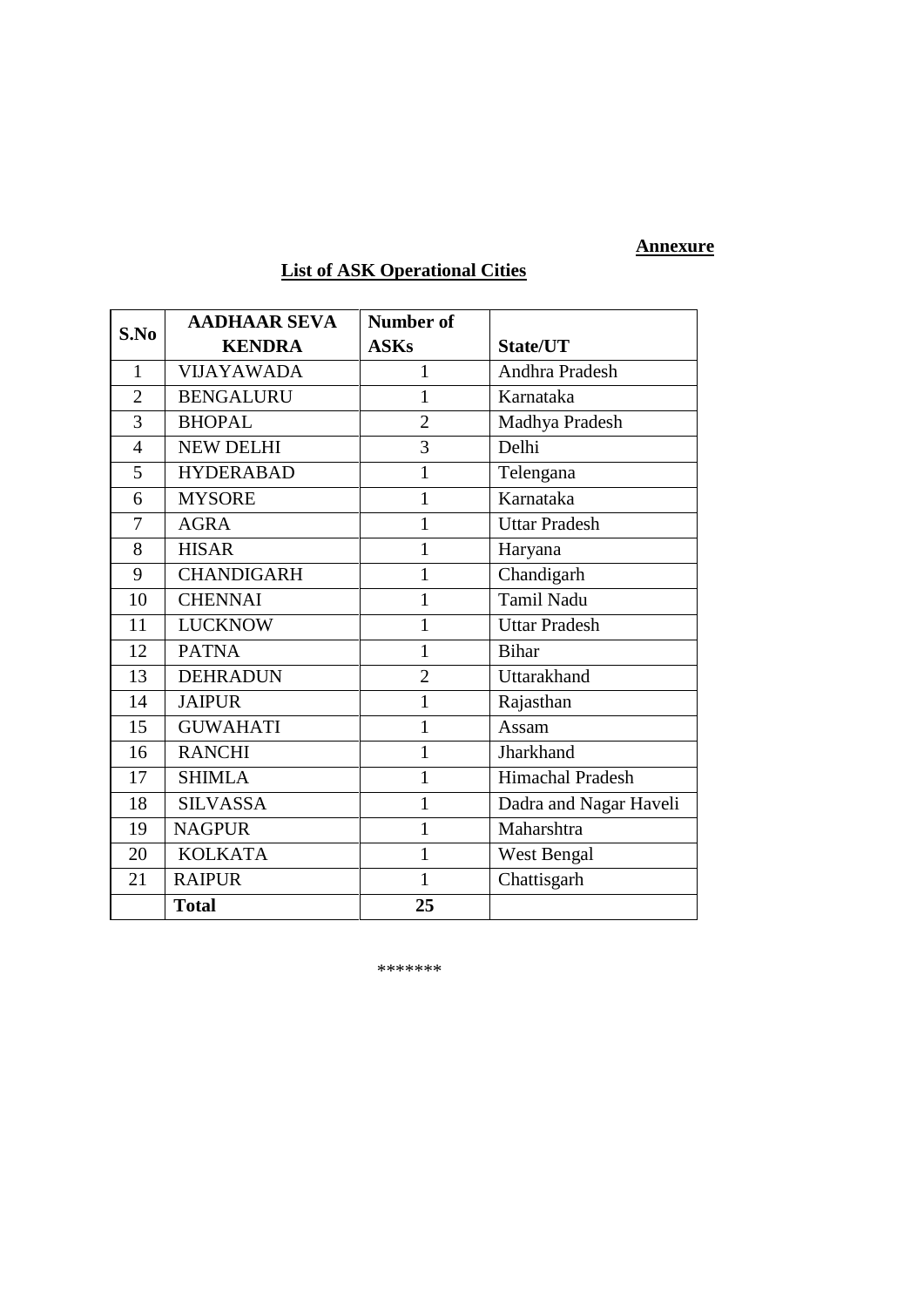**Annexure**

## List of ASK Operational Cities

| S.No | AADHAAR SEVA KENDRA | Number of ASKs | State/UT |
|---|---|---|---|
| 1 | VIJAYAWADA | 1 | Andhra Pradesh |
| 2 | BENGALURU | 1 | Karnataka |
| 3 | BHOPAL | 2 | Madhya Pradesh |
| 4 | NEW DELHI | 3 | Delhi |
| 5 | HYDERABAD | 1 | Telengana |
| 6 | MYSORE | 1 | Karnataka |
| 7 | AGRA | 1 | Uttar Pradesh |
| 8 | HISAR | 1 | Haryana |
| 9 | CHANDIGARH | 1 | Chandigarh |
| 10 | CHENNAI | 1 | Tamil Nadu |
| 11 | LUCKNOW | 1 | Uttar Pradesh |
| 12 | PATNA | 1 | Bihar |
| 13 | DEHRADUN | 2 | Uttarakhand |
| 14 | JAIPUR | 1 | Rajasthan |
| 15 | GUWAHATI | 1 | Assam |
| 16 | RANCHI | 1 | Jharkhand |
| 17 | SHIMLA | 1 | Himachal Pradesh |
| 18 | SILVASSA | 1 | Dadra and Nagar Haveli |
| 19 | NAGPUR | 1 | Maharshtra |
| 20 | KOLKATA | 1 | West Bengal |
| 21 | RAIPUR | 1 | Chattisgarh |
| | **Total** | **25** | |

*******